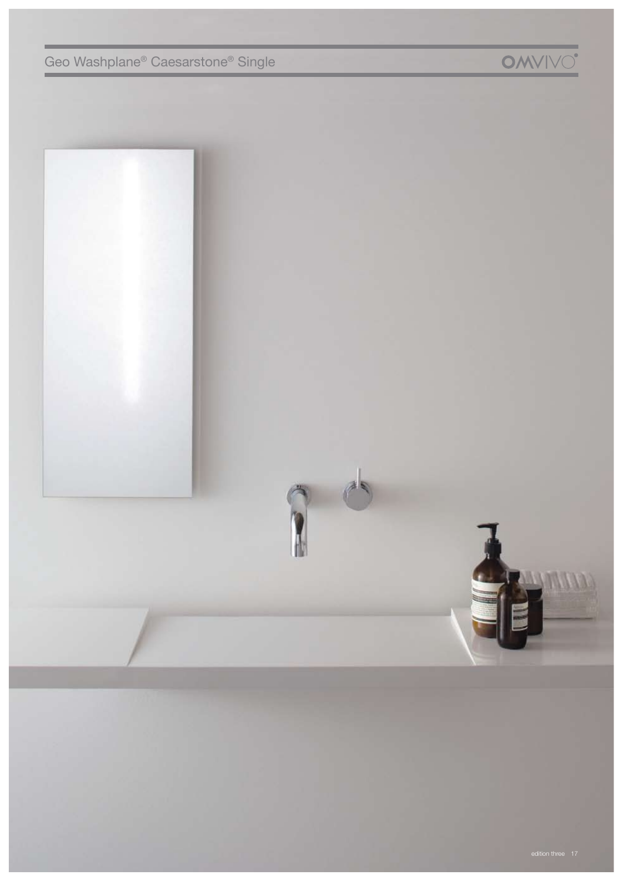# Geo Washplane® Caesarstone® Single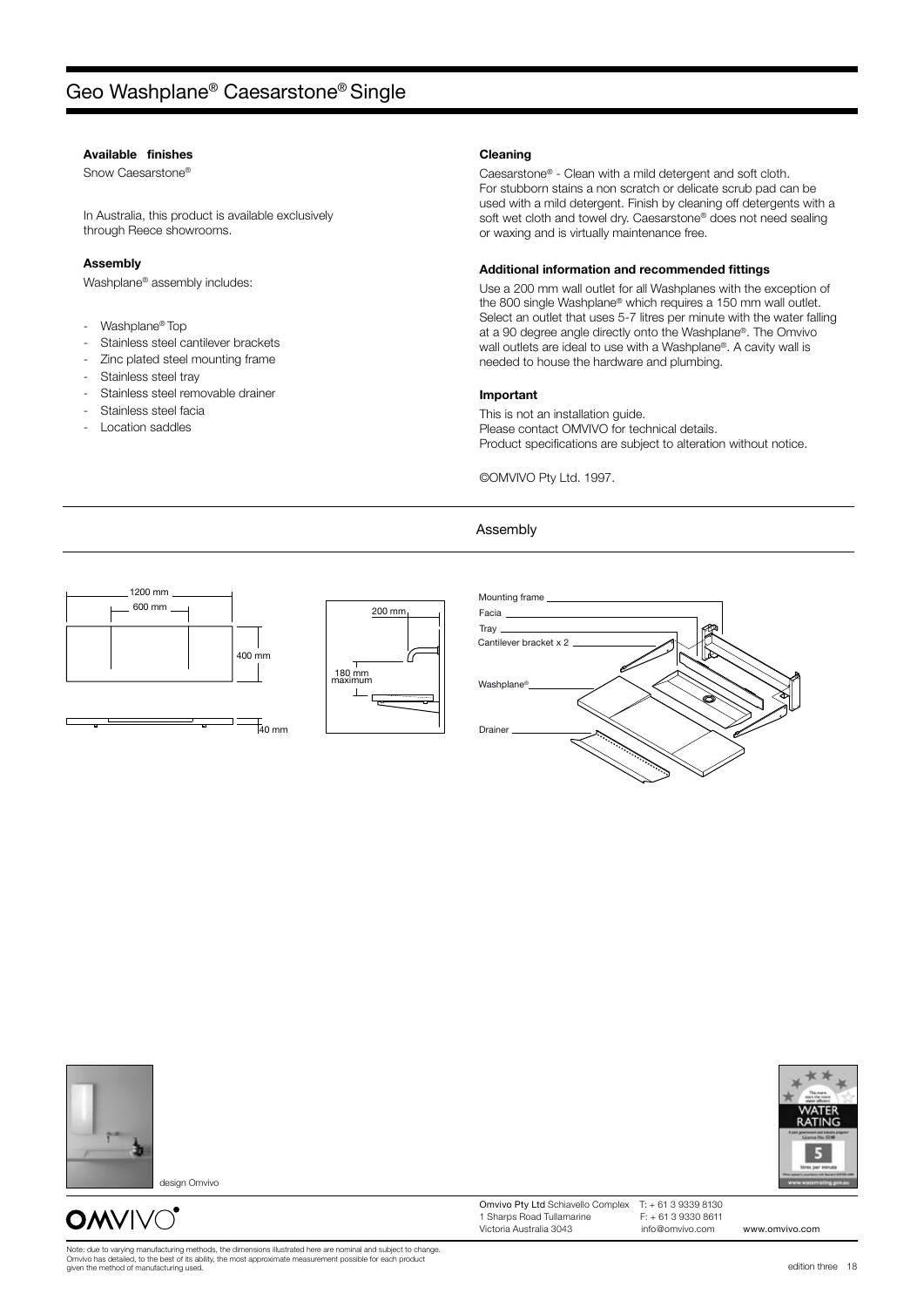# Geo Washplane® Caesarstone® Single

**Available finishes**

Snow Caesarstone®

In Australia, this product is available exclusively through Reece showrooms.

**Assembly**

Washplane® assembly includes:

- Washplane® Top
- Stainless steel cantilever brackets
- Zinc plated steel mounting frame
- Stainless steel tray
- Stainless steel removable drainer
- Stainless steel facia
- Location saddles

**Cleaning**

Caesarstone® - Clean with a mild detergent and soft cloth. For stubborn stains a non scratch or delicate scrub pad can be used with a mild detergent. Finish by cleaning off detergents with a soft wet cloth and towel dry. Caesarstone® does not need sealing or waxing and is virtually maintenance free.

**Additional information and recommended fittings**

Use a 200 mm wall outlet for all Washplanes with the exception of the 800 single Washplane® which requires a 150 mm wall outlet. Select an outlet that uses 5-7 litres per minute with the water falling at a 90 degree angle directly onto the Washplane®. The Omvivo wall outlets are ideal to use with a Washplane®. A cavity wall is needed to house the hardware and plumbing.

**Important**

This is not an installation guide.
Please contact OMVIVO for technical details.
Product specifications are subject to alteration without notice.

©OMVIVO Pty Ltd. 1997.

Assembly

1200 mm
600 mm
400 mm
40 mm

200 mm
180 mm maximum

Mounting frame
Facia
Tray
Cantilever bracket x 2
Washplane®
Drainer

design Omvivo

Omvivo Pty Ltd Schiavello Complex
1 Sharps Road Tullamarine
Victoria Australia 3043

T: + 61 3 9339 8130
F: + 61 3 9330 8611
info@omvivo.com

www.omvivo.com

Note: due to varying manufacturing methods, the dimensions illustrated here are nominal and subject to change. Omvivo has detailed, to the best of its ability, the most approximate measurement possible for each product given the method of manufacturing used.

edition three